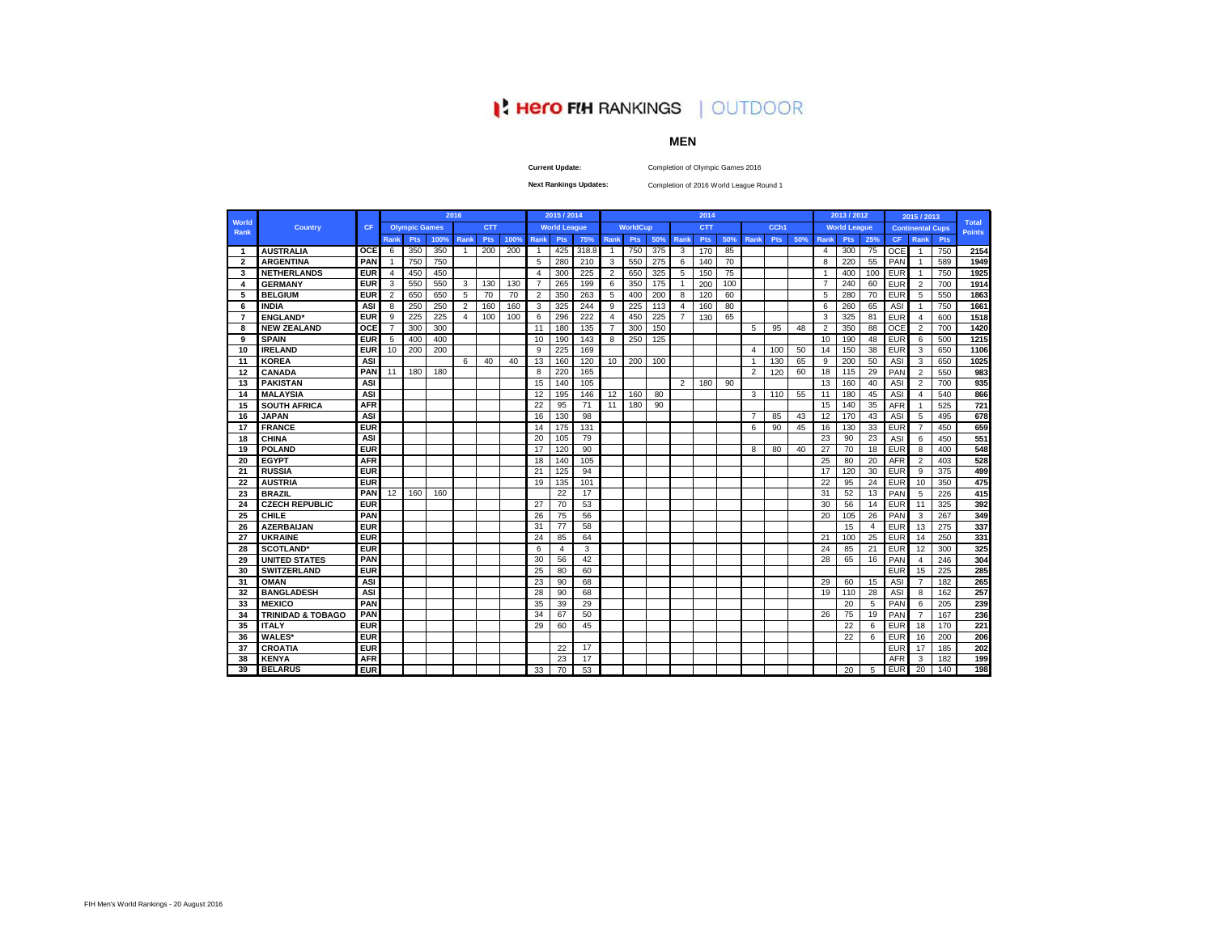# Hero FIH RANKINGS | OUTDOOR

## MEN

**Current Update:** Completion of Olympic Games 2016

**Next Rankings Updates:** Completion of 2016 World League Round 1

| World Rank | Country | CF | 2016 | | | | | | 2015 / 2014 | | | 2014 | | | | | | | | | 2013 / 2012 | | | 2015 / 2013 | | | Total Points |
|---|---|---|---|---|---|---|---|---|---|---|---|---|---|---|---|---|---|---|---|---|---|---|---|---|---|---|---|
| | | | Olympic Games | | | CTT | | | World League | | | WorldCup | | | CTT | | | CCh1 | | | World League | | | Continental Cups | | | |
| | | | Rank | Pts | 100% | Rank | Pts | 100% | Rank | Pts | 75% | Rank | Pts | 50% | Rank | Pts | 50% | Rank | Pts | 50% | Rank | Pts | 25% | CF | Rank | Pts | |
| 1 | AUSTRALIA | OCE | 6 | 350 | 350 | 1 | 200 | 200 | 1 | 425 | 318.8 | 1 | 750 | 375 | 3 | 170 | 85 | | | | 4 | 300 | 75 | OCE | 1 | 750 | 2154 |
| 2 | ARGENTINA | PAN | 1 | 750 | 750 | | | | 5 | 280 | 210 | 3 | 550 | 275 | 6 | 140 | 70 | | | | 8 | 220 | 55 | PAN | 1 | 589 | 1949 |
| 3 | NETHERLANDS | EUR | 4 | 450 | 450 | | | | 4 | 300 | 225 | 2 | 650 | 325 | 5 | 150 | 75 | | | | 1 | 400 | 100 | EUR | 1 | 750 | 1925 |
| 4 | GERMANY | EUR | 3 | 550 | 550 | 3 | 130 | 130 | 7 | 265 | 199 | 6 | 350 | 175 | 1 | 200 | 100 | | | | 7 | 240 | 60 | EUR | 2 | 700 | 1914 |
| 5 | BELGIUM | EUR | 2 | 650 | 650 | 5 | 70 | 70 | 2 | 350 | 263 | 5 | 400 | 200 | 8 | 120 | 60 | | | | 5 | 280 | 70 | EUR | 5 | 550 | 1863 |
| 6 | INDIA | ASI | 8 | 250 | 250 | 2 | 160 | 160 | 3 | 325 | 244 | 9 | 225 | 113 | 4 | 160 | 80 | | | | 6 | 260 | 65 | ASI | 1 | 750 | 1661 |
| 7 | ENGLAND* | EUR | 9 | 225 | 225 | 4 | 100 | 100 | 6 | 296 | 222 | 4 | 450 | 225 | 7 | 130 | 65 | | | | 3 | 325 | 81 | EUR | 4 | 600 | 1518 |
| 8 | NEW ZEALAND | OCE | 7 | 300 | 300 | | | | 11 | 180 | 135 | 7 | 300 | 150 | | | | 5 | 95 | 48 | 2 | 350 | 88 | OCE | 2 | 700 | 1420 |
| 9 | SPAIN | EUR | 5 | 400 | 400 | | | | 10 | 190 | 143 | 8 | 250 | 125 | | | | | | | 10 | 190 | 48 | EUR | 6 | 500 | 1215 |
| 10 | IRELAND | EUR | 10 | 200 | 200 | | | | 9 | 225 | 169 | | | | | | | 4 | 100 | 50 | 14 | 150 | 38 | EUR | 3 | 650 | 1106 |
| 11 | KOREA | ASI | | | | 6 | 40 | 40 | 13 | 160 | 120 | 10 | 200 | 100 | | | | 1 | 130 | 65 | 9 | 200 | 50 | ASI | 3 | 650 | 1025 |
| 12 | CANADA | PAN | 11 | 180 | 180 | | | | 8 | 220 | 165 | | | | | | | 2 | 120 | 60 | 18 | 115 | 29 | PAN | 2 | 550 | 983 |
| 13 | PAKISTAN | ASI | | | | | | | 15 | 140 | 105 | | | | 2 | 180 | 90 | | | | 13 | 160 | 40 | ASI | 2 | 700 | 935 |
| 14 | MALAYSIA | ASI | | | | | | | 12 | 195 | 146 | 12 | 160 | 80 | | | | 3 | 110 | 55 | 11 | 180 | 45 | ASI | 4 | 540 | 866 |
| 15 | SOUTH AFRICA | AFR | | | | | | | 22 | 95 | 71 | 11 | 180 | 90 | | | | | | | 15 | 140 | 35 | AFR | 1 | 525 | 721 |
| 16 | JAPAN | ASI | | | | | | | 16 | 130 | 98 | | | | | | | 7 | 85 | 43 | 12 | 170 | 43 | ASI | 5 | 495 | 678 |
| 17 | FRANCE | EUR | | | | | | | 14 | 175 | 131 | | | | | | | 6 | 90 | 45 | 16 | 130 | 33 | EUR | 7 | 450 | 659 |
| 18 | CHINA | ASI | | | | | | | 20 | 105 | 79 | | | | | | | | | | 23 | 90 | 23 | ASI | 6 | 450 | 551 |
| 19 | POLAND | EUR | | | | | | | 17 | 120 | 90 | | | | | | | 8 | 80 | 40 | 27 | 70 | 18 | EUR | 8 | 400 | 548 |
| 20 | EGYPT | AFR | | | | | | | 18 | 140 | 105 | | | | | | | | | | 25 | 80 | 20 | AFR | 2 | 403 | 528 |
| 21 | RUSSIA | EUR | | | | | | | 21 | 125 | 94 | | | | | | | | | | 17 | 120 | 30 | EUR | 9 | 375 | 499 |
| 22 | AUSTRIA | EUR | | | | | | | 19 | 135 | 101 | | | | | | | | | | 22 | 95 | 24 | EUR | 10 | 350 | 475 |
| 23 | BRAZIL | PAN | 12 | 160 | 160 | | | | | 22 | 17 | | | | | | | | | | 31 | 52 | 13 | PAN | 5 | 226 | 415 |
| 24 | CZECH REPUBLIC | EUR | | | | | | | 27 | 70 | 53 | | | | | | | | | | 30 | 56 | 14 | EUR | 11 | 325 | 392 |
| 25 | CHILE | PAN | | | | | | | 26 | 75 | 56 | | | | | | | | | | 20 | 105 | 26 | PAN | 3 | 267 | 349 |
| 26 | AZERBAIJAN | EUR | | | | | | | 31 | 77 | 58 | | | | | | | | | | | 15 | 4 | EUR | 13 | 275 | 337 |
| 27 | UKRAINE | EUR | | | | | | | 24 | 85 | 64 | | | | | | | | | | 21 | 100 | 25 | EUR | 14 | 250 | 331 |
| 28 | SCOTLAND* | EUR | | | | | | | 6 | 4 | 3 | | | | | | | | | | 24 | 85 | 21 | EUR | 12 | 300 | 325 |
| 29 | UNITED STATES | PAN | | | | | | | 30 | 56 | 42 | | | | | | | | | | 28 | 65 | 16 | PAN | 4 | 246 | 304 |
| 30 | SWITZERLAND | EUR | | | | | | | 25 | 80 | 60 | | | | | | | | | | | | | EUR | 15 | 225 | 285 |
| 31 | OMAN | ASI | | | | | | | 23 | 90 | 68 | | | | | | | | | | 29 | 60 | 15 | ASI | 7 | 182 | 265 |
| 32 | BANGLADESH | ASI | | | | | | | 28 | 90 | 68 | | | | | | | | | | 19 | 110 | 28 | ASI | 8 | 162 | 257 |
| 33 | MEXICO | PAN | | | | | | | 35 | 39 | 29 | | | | | | | | | | | 20 | 5 | PAN | 6 | 205 | 239 |
| 34 | TRINIDAD & TOBAGO | PAN | | | | | | | 34 | 67 | 50 | | | | | | | | | | 26 | 75 | 19 | PAN | 7 | 167 | 236 |
| 35 | ITALY | EUR | | | | | | | 29 | 60 | 45 | | | | | | | | | | | 22 | 6 | EUR | 18 | 170 | 221 |
| 36 | WALES* | EUR | | | | | | | | | | | | | | | | | | | | 22 | 6 | EUR | 16 | 200 | 206 |
| 37 | CROATIA | EUR | | | | | | | | 22 | 17 | | | | | | | | | | | | | EUR | 17 | 185 | 202 |
| 38 | KENYA | AFR | | | | | | | | 23 | 17 | | | | | | | | | | | | | AFR | 3 | 182 | 199 |
| 39 | BELARUS | EUR | | | | | | | 33 | 70 | 53 | | | | | | | | | | | 20 | 5 | EUR | 20 | 140 | 198 |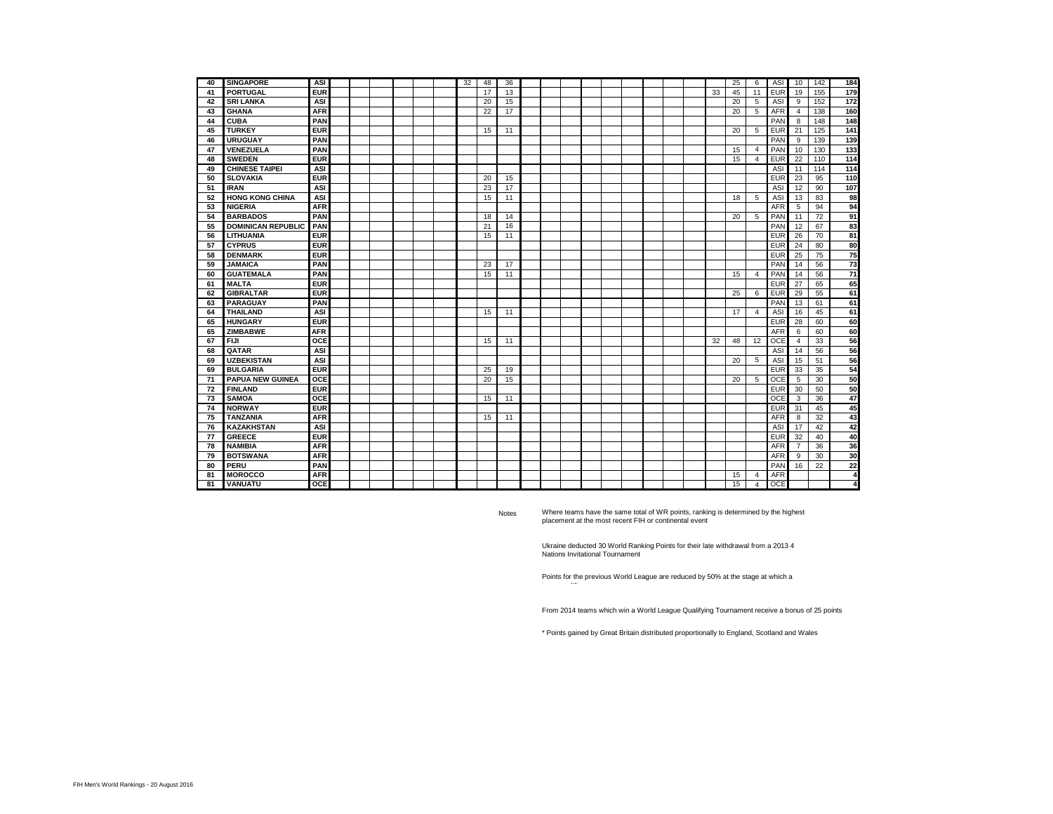| | | | | | | | | | | | | | | | | | | | | | | | | | | | |
|---|---|---|---|---|---|---|---|---|---|---|---|---|---|---|---|---|---|---|---|---|---|---|---|---|---|---|---|
| 40 | SINGAPORE | ASI | | | | | | | 32 | 48 | 36 | | | | | | | | | | | 25 | 6 | ASI | 10 | 142 | 184 |
| 41 | PORTUGAL | EUR | | | | | | | | 17 | 13 | | | | | | | | | | 33 | 45 | 11 | EUR | 19 | 155 | 179 |
| 42 | SRI LANKA | ASI | | | | | | | | 20 | 15 | | | | | | | | | | | 20 | 5 | ASI | 9 | 152 | 172 |
| 43 | GHANA | AFR | | | | | | | | 22 | 17 | | | | | | | | | | | 20 | 5 | AFR | 4 | 138 | 160 |
| 44 | CUBA | PAN | | | | | | | | | | | | | | | | | | | | | | PAN | 8 | 148 | 148 |
| 45 | TURKEY | EUR | | | | | | | | 15 | 11 | | | | | | | | | | | 20 | 5 | EUR | 21 | 125 | 141 |
| 46 | URUGUAY | PAN | | | | | | | | | | | | | | | | | | | | | | PAN | 9 | 139 | 139 |
| 47 | VENEZUELA | PAN | | | | | | | | | | | | | | | | | | | | 15 | 4 | PAN | 10 | 130 | 133 |
| 48 | SWEDEN | EUR | | | | | | | | | | | | | | | | | | | | 15 | 4 | EUR | 22 | 110 | 114 |
| 49 | CHINESE TAIPEI | ASI | | | | | | | | | | | | | | | | | | | | | | ASI | 11 | 114 | 114 |
| 50 | SLOVAKIA | EUR | | | | | | | | 20 | 15 | | | | | | | | | | | | | EUR | 23 | 95 | 110 |
| 51 | IRAN | ASI | | | | | | | | 23 | 17 | | | | | | | | | | | | | ASI | 12 | 90 | 107 |
| 52 | HONG KONG CHINA | ASI | | | | | | | | 15 | 11 | | | | | | | | | | | 18 | 5 | ASI | 13 | 83 | 98 |
| 53 | NIGERIA | AFR | | | | | | | | | | | | | | | | | | | | | | AFR | 5 | 94 | 94 |
| 54 | BARBADOS | PAN | | | | | | | | 18 | 14 | | | | | | | | | | | 20 | 5 | PAN | 11 | 72 | 91 |
| 55 | DOMINICAN REPUBLIC | PAN | | | | | | | | 21 | 16 | | | | | | | | | | | | | PAN | 12 | 67 | 83 |
| 56 | LITHUANIA | EUR | | | | | | | | 15 | 11 | | | | | | | | | | | | | EUR | 26 | 70 | 81 |
| 57 | CYPRUS | EUR | | | | | | | | | | | | | | | | | | | | | | EUR | 24 | 80 | 80 |
| 58 | DENMARK | EUR | | | | | | | | | | | | | | | | | | | | | | EUR | 25 | 75 | 75 |
| 59 | JAMAICA | PAN | | | | | | | | 23 | 17 | | | | | | | | | | | | | PAN | 14 | 56 | 73 |
| 60 | GUATEMALA | PAN | | | | | | | | 15 | 11 | | | | | | | | | | | 15 | 4 | PAN | 14 | 56 | 71 |
| 61 | MALTA | EUR | | | | | | | | | | | | | | | | | | | | | | EUR | 27 | 65 | 65 |
| 62 | GIBRALTAR | EUR | | | | | | | | | | | | | | | | | | | | 25 | 6 | EUR | 29 | 55 | 61 |
| 63 | PARAGUAY | PAN | | | | | | | | | | | | | | | | | | | | | | PAN | 13 | 61 | 61 |
| 64 | THAILAND | ASI | | | | | | | | 15 | 11 | | | | | | | | | | | 17 | 4 | ASI | 16 | 45 | 61 |
| 65 | HUNGARY | EUR | | | | | | | | | | | | | | | | | | | | | | EUR | 28 | 60 | 60 |
| 65 | ZIMBABWE | AFR | | | | | | | | | | | | | | | | | | | | | | AFR | 6 | 60 | 60 |
| 67 | FIJI | OCE | | | | | | | | 15 | 11 | | | | | | | | | | 32 | 48 | 12 | OCE | 4 | 33 | 56 |
| 68 | QATAR | ASI | | | | | | | | | | | | | | | | | | | | | | ASI | 14 | 56 | 56 |
| 69 | UZBEKISTAN | ASI | | | | | | | | | | | | | | | | | | | | 20 | 5 | ASI | 15 | 51 | 56 |
| 69 | BULGARIA | EUR | | | | | | | | 25 | 19 | | | | | | | | | | | | | EUR | 33 | 35 | 54 |
| 71 | PAPUA NEW GUINEA | OCE | | | | | | | | 20 | 15 | | | | | | | | | | | 20 | 5 | OCE | 5 | 30 | 50 |
| 72 | FINLAND | EUR | | | | | | | | | | | | | | | | | | | | | | EUR | 30 | 50 | 50 |
| 73 | SAMOA | OCE | | | | | | | | 15 | 11 | | | | | | | | | | | | | OCE | 3 | 36 | 47 |
| 74 | NORWAY | EUR | | | | | | | | | | | | | | | | | | | | | | EUR | 31 | 45 | 45 |
| 75 | TANZANIA | AFR | | | | | | | | 15 | 11 | | | | | | | | | | | | | AFR | 8 | 32 | 43 |
| 76 | KAZAKHSTAN | ASI | | | | | | | | | | | | | | | | | | | | | | ASI | 17 | 42 | 42 |
| 77 | GREECE | EUR | | | | | | | | | | | | | | | | | | | | | | EUR | 32 | 40 | 40 |
| 78 | NAMIBIA | AFR | | | | | | | | | | | | | | | | | | | | | | AFR | 7 | 36 | 36 |
| 79 | BOTSWANA | AFR | | | | | | | | | | | | | | | | | | | | | | AFR | 9 | 30 | 30 |
| 80 | PERU | PAN | | | | | | | | | | | | | | | | | | | | | | PAN | 16 | 22 | 22 |
| 81 | MOROCCO | AFR | | | | | | | | | | | | | | | | | | | | 15 | 4 | AFR | | | 4 |
| 81 | VANUATU | OCE | | | | | | | | | | | | | | | | | | | | 15 | 4 | OCE | | | 4 |

Notes

Where teams have the same total of WR points, ranking is determined by the highest placement at the most recent FIH or continental event

Ukraine deducted 30 World Ranking Points for their late withdrawal from a 2013 4 Nations Invitational Tournament

Points for the previous World League are reduced by 50% at the stage at which a

From 2014 teams which win a World League Qualifying Tournament receive a bonus of 25 points

* Points gained by Great Britain distributed proportionally to England, Scotland and Wales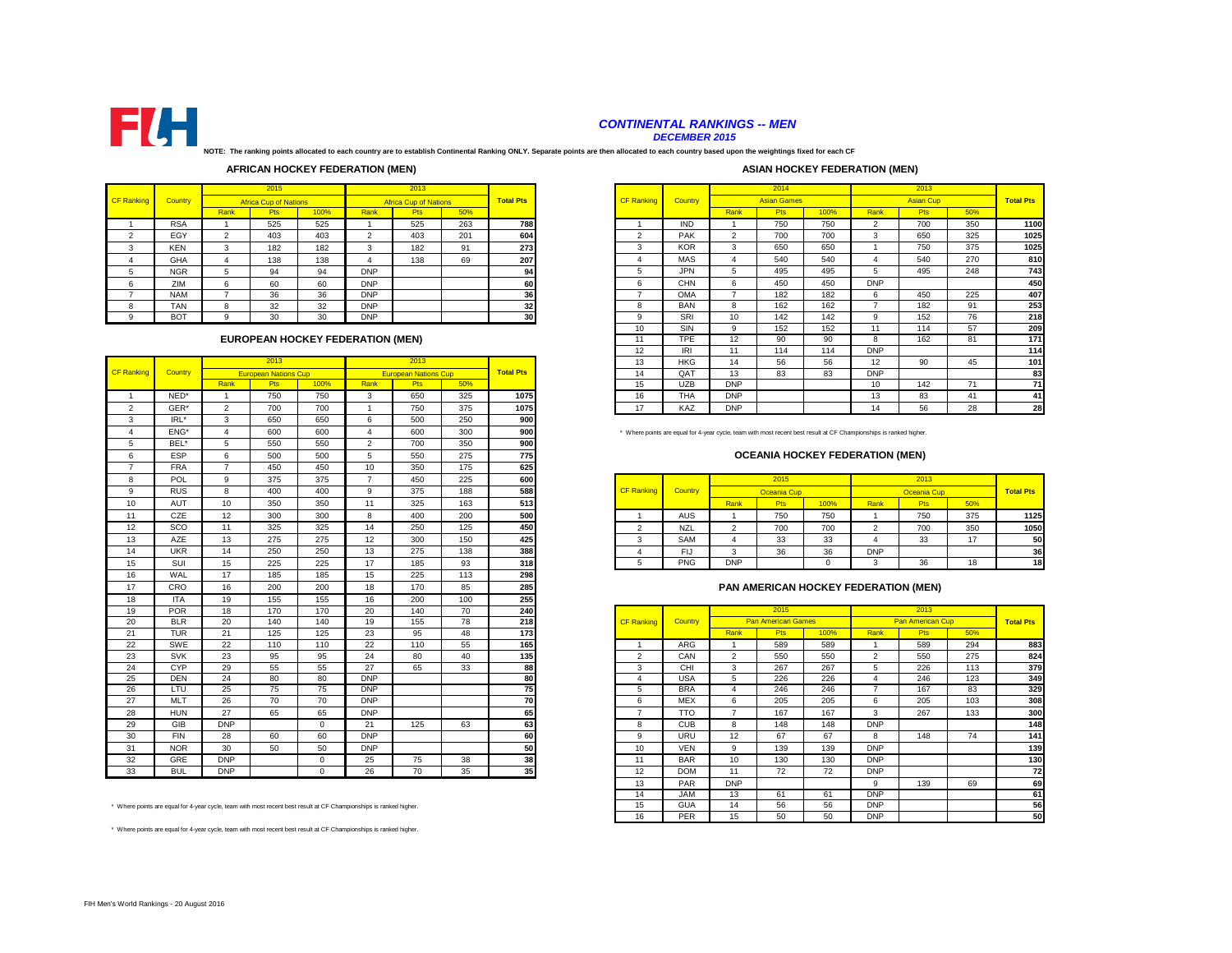# CONTINENTAL RANKINGS -- MEN

*DECEMBER 2015*

**NOTE: The ranking points allocated to each country are to establish Continental Ranking ONLY. Separate points are then allocated to each country based upon the weightings fixed for each CF**

## AFRICAN HOCKEY FEDERATION (MEN)

| CF Ranking | Country | 2015 Africa Cup of Nations | | | 2013 Africa Cup of Nations | | | Total Pts |
|---|---|---|---|---|---|---|---|---|
| | | Rank | Pts | 100% | Rank | Pts | 50% | |
| 1 | RSA | 1 | 525 | 525 | 1 | 525 | 263 | 788 |
| 2 | EGY | 2 | 403 | 403 | 2 | 403 | 201 | 604 |
| 3 | KEN | 3 | 182 | 182 | 3 | 182 | 91 | 273 |
| 4 | GHA | 4 | 138 | 138 | 4 | 138 | 69 | 207 |
| 5 | NGR | 5 | 94 | 94 | DNP | | | 94 |
| 6 | ZIM | 6 | 60 | 60 | DNP | | | 60 |
| 7 | NAM | 7 | 36 | 36 | DNP | | | 36 |
| 8 | TAN | 8 | 32 | 32 | DNP | | | 32 |
| 9 | BOT | 9 | 30 | 30 | DNP | | | 30 |

## EUROPEAN HOCKEY FEDERATION (MEN)

| CF Ranking | Country | 2013 European Nations Cup | | | 2013 European Nations Cup | | | Total Pts |
|---|---|---|---|---|---|---|---|---|
| | | Rank | Pts | 100% | Rank | Pts | 50% | |
| 1 | NED* | 1 | 750 | 750 | 3 | 650 | 325 | 1075 |
| 2 | GER* | 2 | 700 | 700 | 1 | 750 | 375 | 1075 |
| 3 | IRL* | 3 | 650 | 650 | 6 | 500 | 250 | 900 |
| 4 | ENG* | 4 | 600 | 600 | 4 | 600 | 300 | 900 |
| 5 | BEL* | 5 | 550 | 550 | 2 | 700 | 350 | 900 |
| 6 | ESP | 6 | 500 | 500 | 5 | 550 | 275 | 775 |
| 7 | FRA | 7 | 450 | 450 | 10 | 350 | 175 | 625 |
| 8 | POL | 9 | 375 | 375 | 7 | 450 | 225 | 600 |
| 9 | RUS | 8 | 400 | 400 | 9 | 375 | 188 | 588 |
| 10 | AUT | 10 | 350 | 350 | 11 | 325 | 163 | 513 |
| 11 | CZE | 12 | 300 | 300 | 8 | 400 | 200 | 500 |
| 12 | SCO | 11 | 325 | 325 | 14 | 250 | 125 | 450 |
| 13 | AZE | 13 | 275 | 275 | 12 | 300 | 150 | 425 |
| 14 | UKR | 14 | 250 | 250 | 13 | 275 | 138 | 388 |
| 15 | SUI | 15 | 225 | 225 | 17 | 185 | 93 | 318 |
| 16 | WAL | 17 | 185 | 185 | 15 | 225 | 113 | 298 |
| 17 | CRO | 16 | 200 | 200 | 18 | 170 | 85 | 285 |
| 18 | ITA | 19 | 155 | 155 | 16 | 200 | 100 | 255 |
| 19 | POR | 18 | 170 | 170 | 20 | 140 | 70 | 240 |
| 20 | BLR | 20 | 140 | 140 | 19 | 155 | 78 | 218 |
| 21 | TUR | 21 | 125 | 125 | 23 | 95 | 48 | 173 |
| 22 | SWE | 22 | 110 | 110 | 22 | 110 | 55 | 165 |
| 23 | SVK | 23 | 95 | 95 | 24 | 80 | 40 | 135 |
| 24 | CYP | 29 | 55 | 55 | 27 | 65 | 33 | 88 |
| 25 | DEN | 24 | 80 | 80 | DNP | | | 80 |
| 26 | LTU | 25 | 75 | 75 | DNP | | | 75 |
| 27 | MLT | 26 | 70 | 70 | DNP | | | 70 |
| 28 | HUN | 27 | 65 | 65 | DNP | | | 65 |
| 29 | GIB | DNP | | 0 | 21 | 125 | 63 | 63 |
| 30 | FIN | 28 | 60 | 60 | DNP | | | 60 |
| 31 | NOR | 30 | 50 | 50 | DNP | | | 50 |
| 32 | GRE | DNP | | 0 | 25 | 75 | 38 | 38 |
| 33 | BUL | DNP | | 0 | 26 | 70 | 35 | 35 |

\* Where points are equal for 4-year cycle, team with most recent best result at CF Championships is ranked higher.

\* Where points are equal for 4-year cycle, team with most recent best result at CF Championships is ranked higher.

## ASIAN HOCKEY FEDERATION (MEN)

| CF Ranking | Country | 2014 Asian Games | | | 2013 Asian Cup | | | Total Pts |
|---|---|---|---|---|---|---|---|---|
| | | Rank | Pts | 100% | Rank | Pts | 50% | |
| 1 | IND | 1 | 750 | 750 | 2 | 700 | 350 | 1100 |
| 2 | PAK | 2 | 700 | 700 | 3 | 650 | 325 | 1025 |
| 3 | KOR | 3 | 650 | 650 | 1 | 750 | 375 | 1025 |
| 4 | MAS | 4 | 540 | 540 | 4 | 540 | 270 | 810 |
| 5 | JPN | 5 | 495 | 495 | 5 | 495 | 248 | 743 |
| 6 | CHN | 6 | 450 | 450 | DNP | | | 450 |
| 7 | OMA | 7 | 182 | 182 | 6 | 450 | 225 | 407 |
| 8 | BAN | 8 | 162 | 162 | 7 | 182 | 91 | 253 |
| 9 | SRI | 10 | 142 | 142 | 9 | 152 | 76 | 218 |
| 10 | SIN | 9 | 152 | 152 | 11 | 114 | 57 | 209 |
| 11 | TPE | 12 | 90 | 90 | 8 | 162 | 81 | 171 |
| 12 | IRI | 11 | 114 | 114 | DNP | | | 114 |
| 13 | HKG | 14 | 56 | 56 | 12 | 90 | 45 | 101 |
| 14 | QAT | 13 | 83 | 83 | DNP | | | 83 |
| 15 | UZB | DNP | | | 10 | 142 | 71 | 71 |
| 16 | THA | DNP | | | 13 | 83 | 41 | 41 |
| 17 | KAZ | DNP | | | 14 | 56 | 28 | 28 |

\* Where points are equal for 4-year cycle, team with most recent best result at CF Championships is ranked higher.

## OCEANIA HOCKEY FEDERATION (MEN)

| CF Ranking | Country | 2015 Oceania Cup | | | 2013 Oceania Cup | | | Total Pts |
|---|---|---|---|---|---|---|---|---|
| | | Rank | Pts | 100% | Rank | Pts | 50% | |
| 1 | AUS | 1 | 750 | 750 | 1 | 750 | 375 | 1125 |
| 2 | NZL | 2 | 700 | 700 | 2 | 700 | 350 | 1050 |
| 3 | SAM | 4 | 33 | 33 | 4 | 33 | 17 | 50 |
| 4 | FIJ | 3 | 36 | 36 | DNP | | | 36 |
| 5 | PNG | DNP | | 0 | 3 | 36 | 18 | 18 |

## PAN AMERICAN HOCKEY FEDERATION (MEN)

| CF Ranking | Country | 2015 Pan American Games | | | 2013 Pan American Cup | | | Total Pts |
|---|---|---|---|---|---|---|---|---|
| | | Rank | Pts | 100% | Rank | Pts | 50% | |
| 1 | ARG | 1 | 589 | 589 | 1 | 589 | 294 | 883 |
| 2 | CAN | 2 | 550 | 550 | 2 | 550 | 275 | 824 |
| 3 | CHI | 3 | 267 | 267 | 5 | 226 | 113 | 379 |
| 4 | USA | 5 | 226 | 226 | 4 | 246 | 123 | 349 |
| 5 | BRA | 4 | 246 | 246 | 7 | 167 | 83 | 329 |
| 6 | MEX | 6 | 205 | 205 | 6 | 205 | 103 | 308 |
| 7 | TTO | 7 | 167 | 167 | 3 | 267 | 133 | 300 |
| 8 | CUB | 8 | 148 | 148 | DNP | | | 148 |
| 9 | URU | 12 | 67 | 67 | 8 | 148 | 74 | 141 |
| 10 | VEN | 9 | 139 | 139 | DNP | | | 139 |
| 11 | BAR | 10 | 130 | 130 | DNP | | | 130 |
| 12 | DOM | 11 | 72 | 72 | DNP | | | 72 |
| 13 | PAR | DNP | | | 9 | 139 | 69 | 69 |
| 14 | JAM | 13 | 61 | 61 | DNP | | | 61 |
| 15 | GUA | 14 | 56 | 56 | DNP | | | 56 |
| 16 | PER | 15 | 50 | 50 | DNP | | | 50 |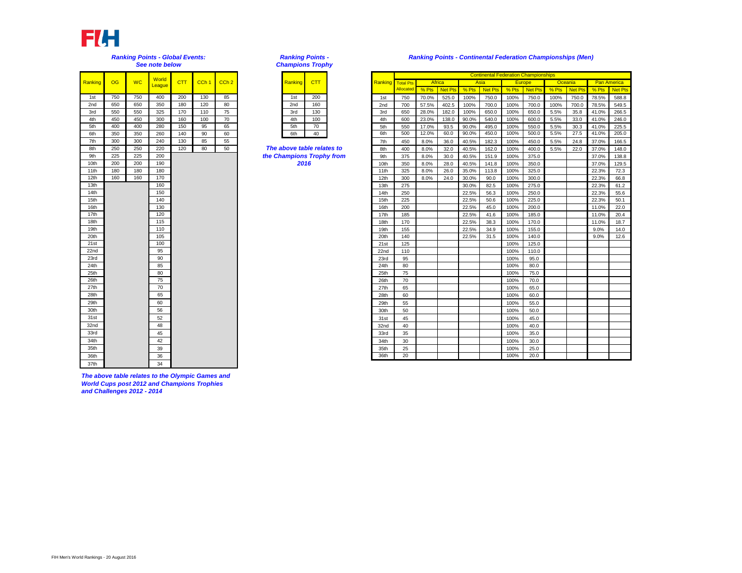### *Ranking Points - Global Events: See note below*

| Ranking | OG | WC | World League | CTT | CCh 1 | CCh 2 |
|---|---|---|---|---|---|---|
| 1st | 750 | 750 | 400 | 200 | 130 | 85 |
| 2nd | 650 | 650 | 350 | 180 | 120 | 80 |
| 3rd | 550 | 550 | 325 | 170 | 110 | 75 |
| 4th | 450 | 450 | 300 | 160 | 100 | 70 |
| 5th | 400 | 400 | 280 | 150 | 95 | 65 |
| 6th | 350 | 350 | 260 | 140 | 90 | 60 |
| 7th | 300 | 300 | 240 | 130 | 85 | 55 |
| 8th | 250 | 250 | 220 | 120 | 80 | 50 |
| 9th | 225 | 225 | 200 | | | |
| 10th | 200 | 200 | 190 | | | |
| 11th | 180 | 180 | 180 | | | |
| 12th | 160 | 160 | 170 | | | |
| 13th | | | 160 | | | |
| 14th | | | 150 | | | |
| 15th | | | 140 | | | |
| 16th | | | 130 | | | |
| 17th | | | 120 | | | |
| 18th | | | 115 | | | |
| 19th | | | 110 | | | |
| 20th | | | 105 | | | |
| 21st | | | 100 | | | |
| 22nd | | | 95 | | | |
| 23rd | | | 90 | | | |
| 24th | | | 85 | | | |
| 25th | | | 80 | | | |
| 26th | | | 75 | | | |
| 27th | | | 70 | | | |
| 28th | | | 65 | | | |
| 29th | | | 60 | | | |
| 30th | | | 56 | | | |
| 31st | | | 52 | | | |
| 32nd | | | 48 | | | |
| 33rd | | | 45 | | | |
| 34th | | | 42 | | | |
| 35th | | | 39 | | | |
| 36th | | | 36 | | | |
| 37th | | | 34 | | | |

***The above table relates to the Olympic Games and World Cups post 2012 and Champions Trophies and Challenges 2012 - 2014***

### *Ranking Points - Champions Trophy*

| Ranking | CTT |
|---|---|
| 1st | 200 |
| 2nd | 160 |
| 3rd | 130 |
| 4th | 100 |
| 5th | 70 |
| 6th | 40 |

***The above table relates to the Champions Trophy from 2016***

### *Ranking Points - Continental Federation Championships (Men)*

| Ranking | Total Pts Allocated | Africa | | Asia | | Europe | | Oceania | | Pan America | |
|---|---|---|---|---|---|---|---|---|---|---|---|
| | | % Pts | Net Pts | % Pts | Net Pts | % Pts | Net Pts | % Pts | Net Pts | % Pts | Net Pts |
| 1st | 750 | 70.0% | 525.0 | 100% | 750.0 | 100% | 750.0 | 100% | 750.0 | 78.5% | 588.8 |
| 2nd | 700 | 57.5% | 402.5 | 100% | 700.0 | 100% | 700.0 | 100% | 700.0 | 78.5% | 549.5 |
| 3rd | 650 | 28.0% | 182.0 | 100% | 650.0 | 100% | 650.0 | 5.5% | 35.8 | 41.0% | 266.5 |
| 4th | 600 | 23.0% | 138.0 | 90.0% | 540.0 | 100% | 600.0 | 5.5% | 33.0 | 41.0% | 246.0 |
| 5th | 550 | 17.0% | 93.5 | 90.0% | 495.0 | 100% | 550.0 | 5.5% | 30.3 | 41.0% | 225.5 |
| 6th | 500 | 12.0% | 60.0 | 90.0% | 450.0 | 100% | 500.0 | 5.5% | 27.5 | 41.0% | 205.0 |
| 7th | 450 | 8.0% | 36.0 | 40.5% | 182.3 | 100% | 450.0 | 5.5% | 24.8 | 37.0% | 166.5 |
| 8th | 400 | 8.0% | 32.0 | 40.5% | 162.0 | 100% | 400.0 | 5.5% | 22.0 | 37.0% | 148.0 |
| 9th | 375 | 8.0% | 30.0 | 40.5% | 151.9 | 100% | 375.0 | | | 37.0% | 138.8 |
| 10th | 350 | 8.0% | 28.0 | 40.5% | 141.8 | 100% | 350.0 | | | 37.0% | 129.5 |
| 11th | 325 | 8.0% | 26.0 | 35.0% | 113.8 | 100% | 325.0 | | | 22.3% | 72.3 |
| 12th | 300 | 8.0% | 24.0 | 30.0% | 90.0 | 100% | 300.0 | | | 22.3% | 66.8 |
| 13th | 275 | | | 30.0% | 82.5 | 100% | 275.0 | | | 22.3% | 61.2 |
| 14th | 250 | | | 22.5% | 56.3 | 100% | 250.0 | | | 22.3% | 55.6 |
| 15th | 225 | | | 22.5% | 50.6 | 100% | 225.0 | | | 22.3% | 50.1 |
| 16th | 200 | | | 22.5% | 45.0 | 100% | 200.0 | | | 11.0% | 22.0 |
| 17th | 185 | | | 22.5% | 41.6 | 100% | 185.0 | | | 11.0% | 20.4 |
| 18th | 170 | | | 22.5% | 38.3 | 100% | 170.0 | | | 11.0% | 18.7 |
| 19th | 155 | | | 22.5% | 34.9 | 100% | 155.0 | | | 9.0% | 14.0 |
| 20th | 140 | | | 22.5% | 31.5 | 100% | 140.0 | | | 9.0% | 12.6 |
| 21st | 125 | | | | | 100% | 125.0 | | | | |
| 22nd | 110 | | | | | 100% | 110.0 | | | | |
| 23rd | 95 | | | | | 100% | 95.0 | | | | |
| 24th | 80 | | | | | 100% | 80.0 | | | | |
| 25th | 75 | | | | | 100% | 75.0 | | | | |
| 26th | 70 | | | | | 100% | 70.0 | | | | |
| 27th | 65 | | | | | 100% | 65.0 | | | | |
| 28th | 60 | | | | | 100% | 60.0 | | | | |
| 29th | 55 | | | | | 100% | 55.0 | | | | |
| 30th | 50 | | | | | 100% | 50.0 | | | | |
| 31st | 45 | | | | | 100% | 45.0 | | | | |
| 32nd | 40 | | | | | 100% | 40.0 | | | | |
| 33rd | 35 | | | | | 100% | 35.0 | | | | |
| 34th | 30 | | | | | 100% | 30.0 | | | | |
| 35th | 25 | | | | | 100% | 25.0 | | | | |
| 36th | 20 | | | | | 100% | 20.0 | | | | |